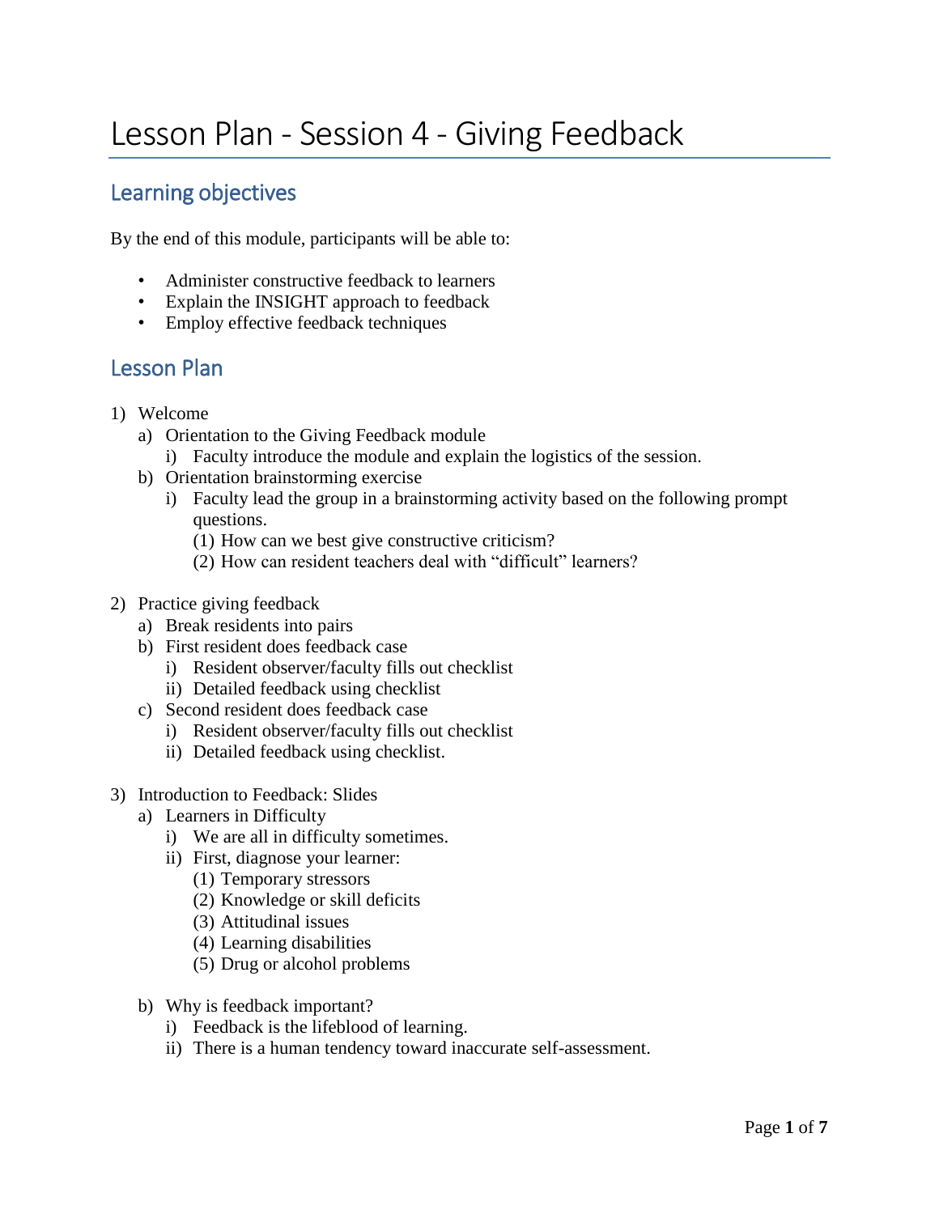# Lesson Plan - Session 4 - Giving Feedback

## Learning objectives

By the end of this module, participants will be able to:

- Administer constructive feedback to learners
- Explain the INSIGHT approach to feedback
- Employ effective feedback techniques

## Lesson Plan

1) Welcome
   a) Orientation to the Giving Feedback module
      i) Faculty introduce the module and explain the logistics of the session.
   b) Orientation brainstorming exercise
      i) Faculty lead the group in a brainstorming activity based on the following prompt questions.
         (1) How can we best give constructive criticism?
         (2) How can resident teachers deal with "difficult" learners?

2) Practice giving feedback
   a) Break residents into pairs
   b) First resident does feedback case
      i) Resident observer/faculty fills out checklist
      ii) Detailed feedback using checklist
   c) Second resident does feedback case
      i) Resident observer/faculty fills out checklist
      ii) Detailed feedback using checklist.

3) Introduction to Feedback: Slides
   a) Learners in Difficulty
      i) We are all in difficulty sometimes.
      ii) First, diagnose your learner:
         (1) Temporary stressors
         (2) Knowledge or skill deficits
         (3) Attitudinal issues
         (4) Learning disabilities
         (5) Drug or alcohol problems

   b) Why is feedback important?
      i) Feedback is the lifeblood of learning.
      ii) There is a human tendency toward inaccurate self-assessment.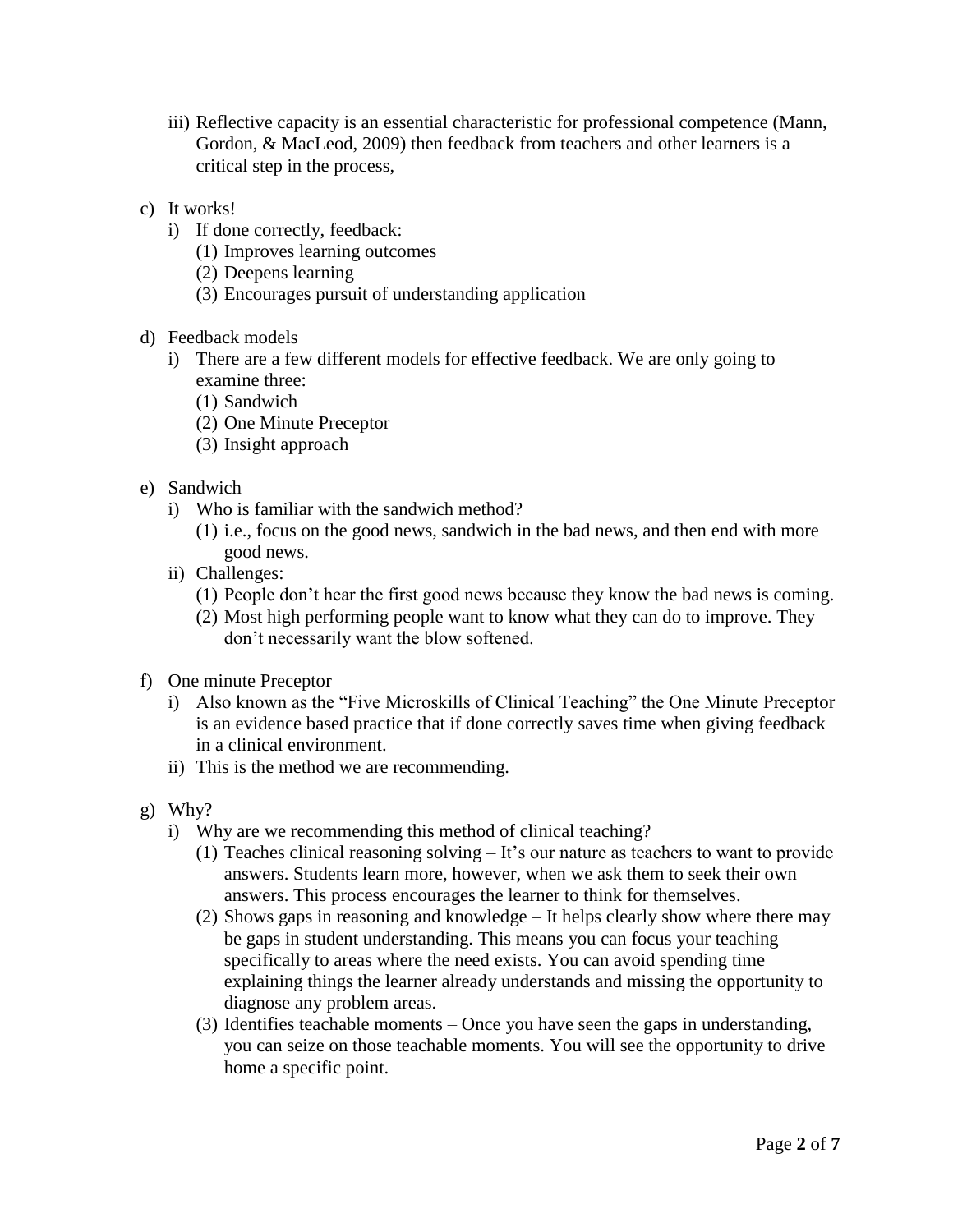iii) Reflective capacity is an essential characteristic for professional competence (Mann, Gordon, & MacLeod, 2009) then feedback from teachers and other learners is a critical step in the process,

c) It works!
   i) If done correctly, feedback:
      (1) Improves learning outcomes
      (2) Deepens learning
      (3) Encourages pursuit of understanding application

d) Feedback models
   i) There are a few different models for effective feedback. We are only going to examine three:
      (1) Sandwich
      (2) One Minute Preceptor
      (3) Insight approach

e) Sandwich
   i) Who is familiar with the sandwich method?
      (1) i.e., focus on the good news, sandwich in the bad news, and then end with more good news.
   ii) Challenges:
      (1) People don't hear the first good news because they know the bad news is coming.
      (2) Most high performing people want to know what they can do to improve. They don't necessarily want the blow softened.

f) One minute Preceptor
   i) Also known as the "Five Microskills of Clinical Teaching" the One Minute Preceptor is an evidence based practice that if done correctly saves time when giving feedback in a clinical environment.
   ii) This is the method we are recommending.

g) Why?
   i) Why are we recommending this method of clinical teaching?
      (1) Teaches clinical reasoning solving – It's our nature as teachers to want to provide answers. Students learn more, however, when we ask them to seek their own answers. This process encourages the learner to think for themselves.
      (2) Shows gaps in reasoning and knowledge – It helps clearly show where there may be gaps in student understanding. This means you can focus your teaching specifically to areas where the need exists. You can avoid spending time explaining things the learner already understands and missing the opportunity to diagnose any problem areas.
      (3) Identifies teachable moments – Once you have seen the gaps in understanding, you can seize on those teachable moments. You will see the opportunity to drive home a specific point.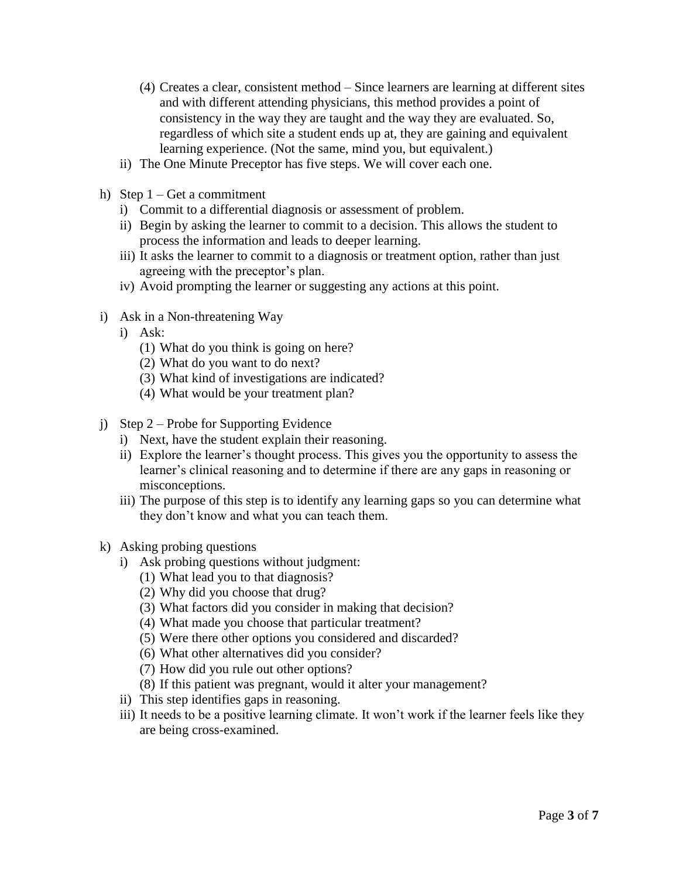(4) Creates a clear, consistent method – Since learners are learning at different sites and with different attending physicians, this method provides a point of consistency in the way they are taught and the way they are evaluated. So, regardless of which site a student ends up at, they are gaining and equivalent learning experience. (Not the same, mind you, but equivalent.)

  ii) The One Minute Preceptor has five steps. We will cover each one.

h) Step 1 – Get a commitment
  i) Commit to a differential diagnosis or assessment of problem.
  ii) Begin by asking the learner to commit to a decision. This allows the student to process the information and leads to deeper learning.
  iii) It asks the learner to commit to a diagnosis or treatment option, rather than just agreeing with the preceptor's plan.
  iv) Avoid prompting the learner or suggesting any actions at this point.

i) Ask in a Non-threatening Way
  i) Ask:
    (1) What do you think is going on here?
    (2) What do you want to do next?
    (3) What kind of investigations are indicated?
    (4) What would be your treatment plan?

j) Step 2 – Probe for Supporting Evidence
  i) Next, have the student explain their reasoning.
  ii) Explore the learner's thought process. This gives you the opportunity to assess the learner's clinical reasoning and to determine if there are any gaps in reasoning or misconceptions.
  iii) The purpose of this step is to identify any learning gaps so you can determine what they don't know and what you can teach them.

k) Asking probing questions
  i) Ask probing questions without judgment:
    (1) What lead you to that diagnosis?
    (2) Why did you choose that drug?
    (3) What factors did you consider in making that decision?
    (4) What made you choose that particular treatment?
    (5) Were there other options you considered and discarded?
    (6) What other alternatives did you consider?
    (7) How did you rule out other options?
    (8) If this patient was pregnant, would it alter your management?
  ii) This step identifies gaps in reasoning.
  iii) It needs to be a positive learning climate. It won't work if the learner feels like they are being cross-examined.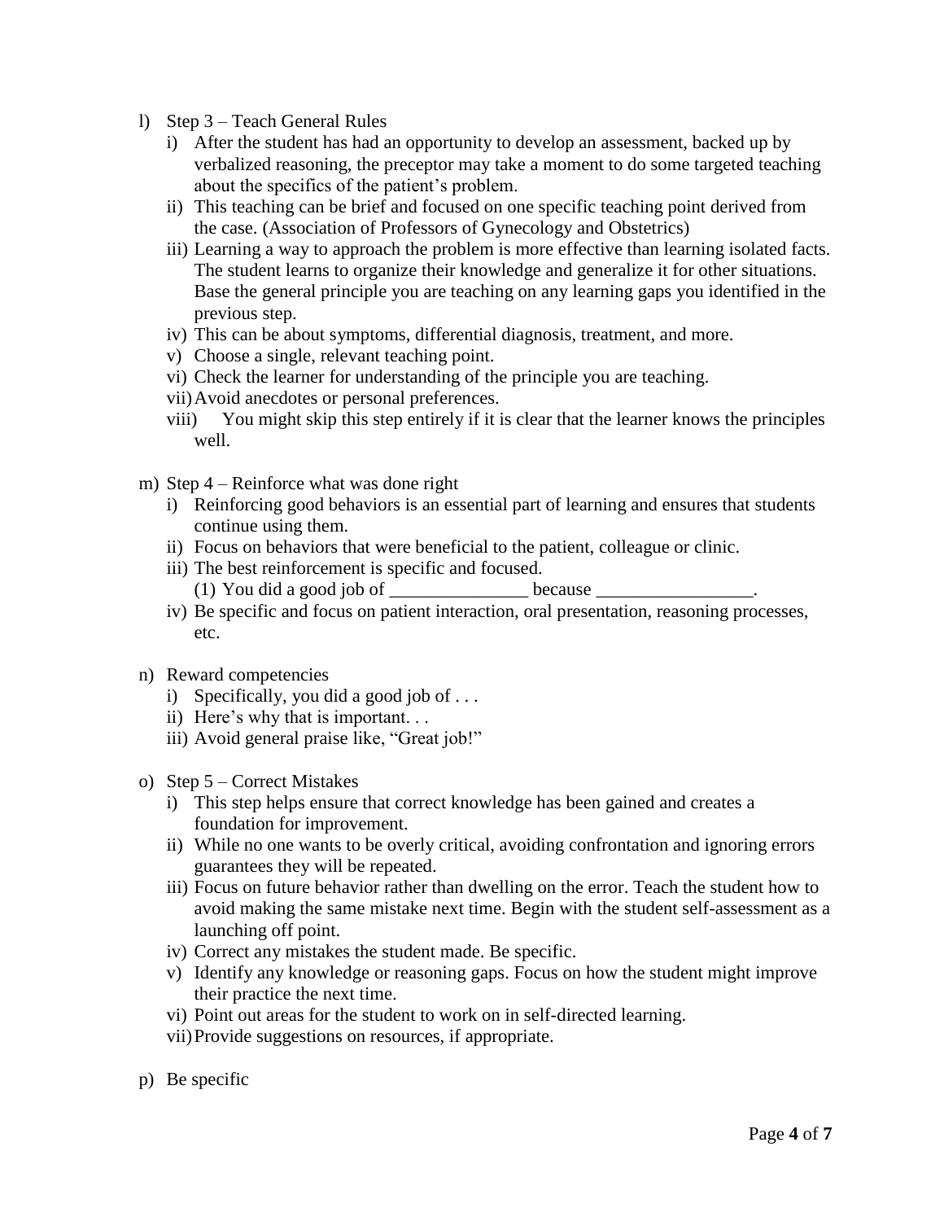l) Step 3 – Teach General Rules
   i) After the student has had an opportunity to develop an assessment, backed up by verbalized reasoning, the preceptor may take a moment to do some targeted teaching about the specifics of the patient's problem.
   ii) This teaching can be brief and focused on one specific teaching point derived from the case. (Association of Professors of Gynecology and Obstetrics)
   iii) Learning a way to approach the problem is more effective than learning isolated facts. The student learns to organize their knowledge and generalize it for other situations. Base the general principle you are teaching on any learning gaps you identified in the previous step.
   iv) This can be about symptoms, differential diagnosis, treatment, and more.
   v) Choose a single, relevant teaching point.
   vi) Check the learner for understanding of the principle you are teaching.
   vii) Avoid anecdotes or personal preferences.
   viii) You might skip this step entirely if it is clear that the learner knows the principles well.

m) Step 4 – Reinforce what was done right
   i) Reinforcing good behaviors is an essential part of learning and ensures that students continue using them.
   ii) Focus on behaviors that were beneficial to the patient, colleague or clinic.
   iii) The best reinforcement is specific and focused.
      (1) You did a good job of _______________ because _________________.
   iv) Be specific and focus on patient interaction, oral presentation, reasoning processes, etc.

n) Reward competencies
   i) Specifically, you did a good job of . . .
   ii) Here's why that is important. . .
   iii) Avoid general praise like, "Great job!"

o) Step 5 – Correct Mistakes
   i) This step helps ensure that correct knowledge has been gained and creates a foundation for improvement.
   ii) While no one wants to be overly critical, avoiding confrontation and ignoring errors guarantees they will be repeated.
   iii) Focus on future behavior rather than dwelling on the error. Teach the student how to avoid making the same mistake next time. Begin with the student self-assessment as a launching off point.
   iv) Correct any mistakes the student made. Be specific.
   v) Identify any knowledge or reasoning gaps. Focus on how the student might improve their practice the next time.
   vi) Point out areas for the student to work on in self-directed learning.
   vii) Provide suggestions on resources, if appropriate.

p) Be specific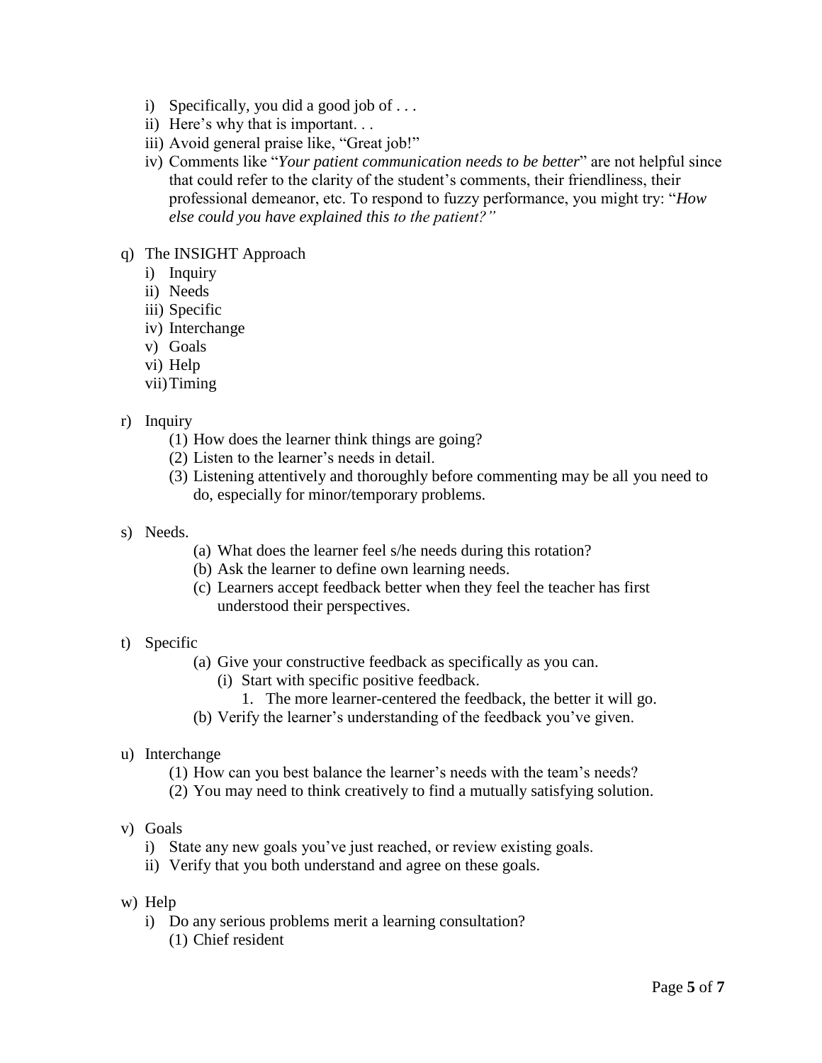- i) Specifically, you did a good job of . . .
   - ii) Here's why that is important. . .
   - iii) Avoid general praise like, "Great job!"
   - iv) Comments like "*Your patient communication needs to be better*" are not helpful since that could refer to the clarity of the student's comments, their friendliness, their professional demeanor, etc. To respond to fuzzy performance, you might try: "*How else could you have explained this to the patient?"*

- q) The INSIGHT Approach
   - i) Inquiry
   - ii) Needs
   - iii) Specific
   - iv) Interchange
   - v) Goals
   - vi) Help
   - vii) Timing

- r) Inquiry
   - (1) How does the learner think things are going?
   - (2) Listen to the learner's needs in detail.
   - (3) Listening attentively and thoroughly before commenting may be all you need to do, especially for minor/temporary problems.

- s) Needs.
   - (a) What does the learner feel s/he needs during this rotation?
   - (b) Ask the learner to define own learning needs.
   - (c) Learners accept feedback better when they feel the teacher has first understood their perspectives.

- t) Specific
   - (a) Give your constructive feedback as specifically as you can.
      - (i) Start with specific positive feedback.
         1. The more learner-centered the feedback, the better it will go.
   - (b) Verify the learner's understanding of the feedback you've given.

- u) Interchange
   - (1) How can you best balance the learner's needs with the team's needs?
   - (2) You may need to think creatively to find a mutually satisfying solution.

- v) Goals
   - i) State any new goals you've just reached, or review existing goals.
   - ii) Verify that you both understand and agree on these goals.

- w) Help
   - i) Do any serious problems merit a learning consultation?
      - (1) Chief resident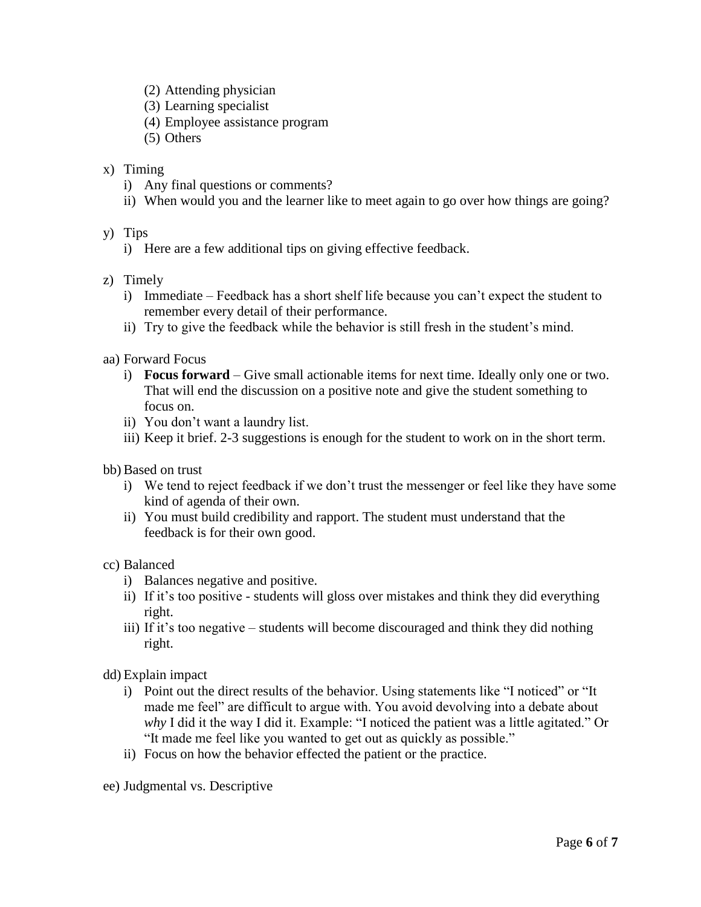(2) Attending physician
    (3) Learning specialist
    (4) Employee assistance program
    (5) Others

x) Timing
   i) Any final questions or comments?
   ii) When would you and the learner like to meet again to go over how things are going?

y) Tips
   i) Here are a few additional tips on giving effective feedback.

z) Timely
   i) Immediate – Feedback has a short shelf life because you can't expect the student to remember every detail of their performance.
   ii) Try to give the feedback while the behavior is still fresh in the student's mind.

aa) Forward Focus
   i) **Focus forward** – Give small actionable items for next time. Ideally only one or two. That will end the discussion on a positive note and give the student something to focus on.
   ii) You don't want a laundry list.
   iii) Keep it brief. 2-3 suggestions is enough for the student to work on in the short term.

bb) Based on trust
   i) We tend to reject feedback if we don't trust the messenger or feel like they have some kind of agenda of their own.
   ii) You must build credibility and rapport. The student must understand that the feedback is for their own good.

cc) Balanced
   i) Balances negative and positive.
   ii) If it's too positive - students will gloss over mistakes and think they did everything right.
   iii) If it's too negative – students will become discouraged and think they did nothing right.

dd) Explain impact
   i) Point out the direct results of the behavior. Using statements like "I noticed" or "It made me feel" are difficult to argue with. You avoid devolving into a debate about *why* I did it the way I did it. Example: "I noticed the patient was a little agitated." Or "It made me feel like you wanted to get out as quickly as possible."
   ii) Focus on how the behavior effected the patient or the practice.

ee) Judgmental vs. Descriptive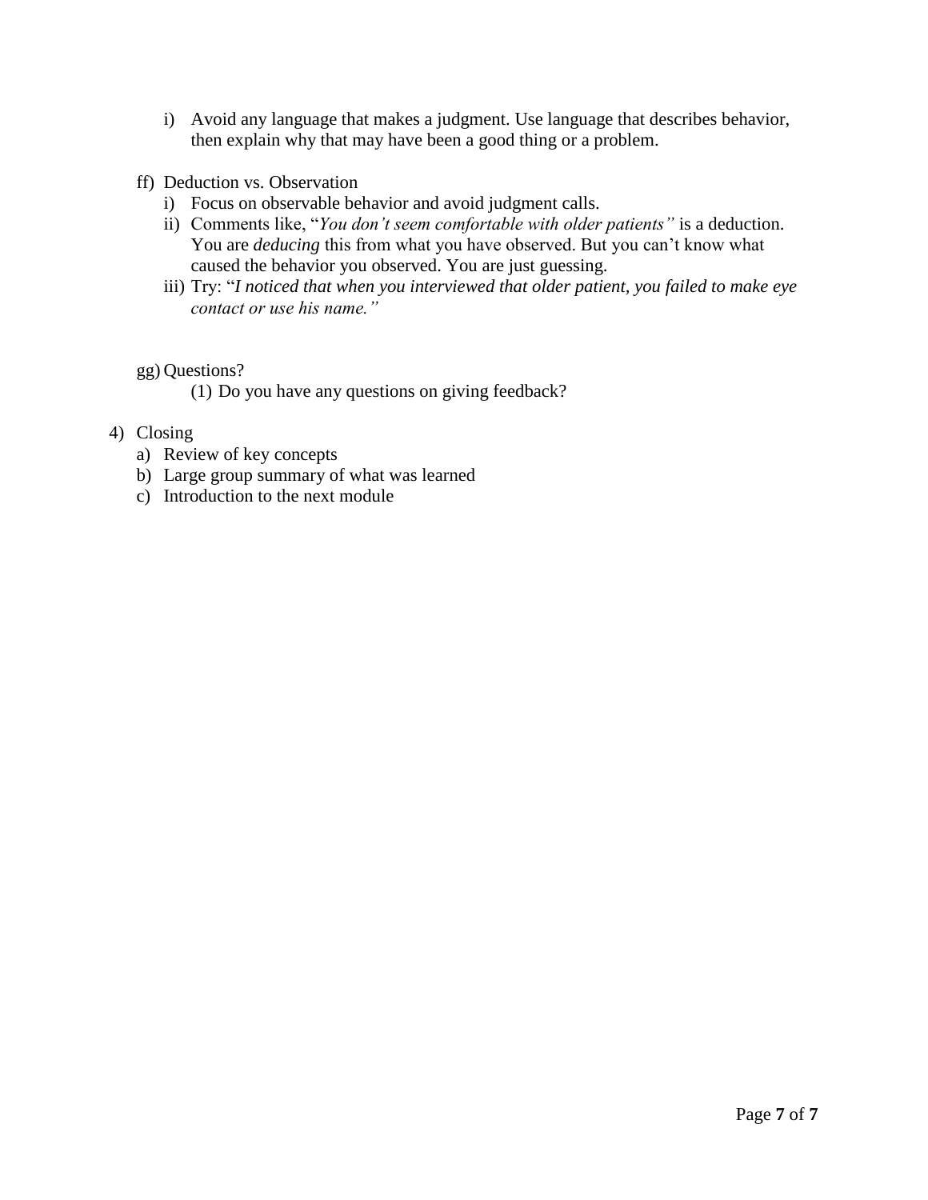i) Avoid any language that makes a judgment. Use language that describes behavior, then explain why that may have been a good thing or a problem.

ff) Deduction vs. Observation

i) Focus on observable behavior and avoid judgment calls.

ii) Comments like, "*You don't seem comfortable with older patients"* is a deduction. You are *deducing* this from what you have observed. But you can't know what caused the behavior you observed. You are just guessing.

iii) Try: "*I noticed that when you interviewed that older patient, you failed to make eye contact or use his name."*

gg) Questions?

(1) Do you have any questions on giving feedback?

4) Closing

a) Review of key concepts

b) Large group summary of what was learned

c) Introduction to the next module